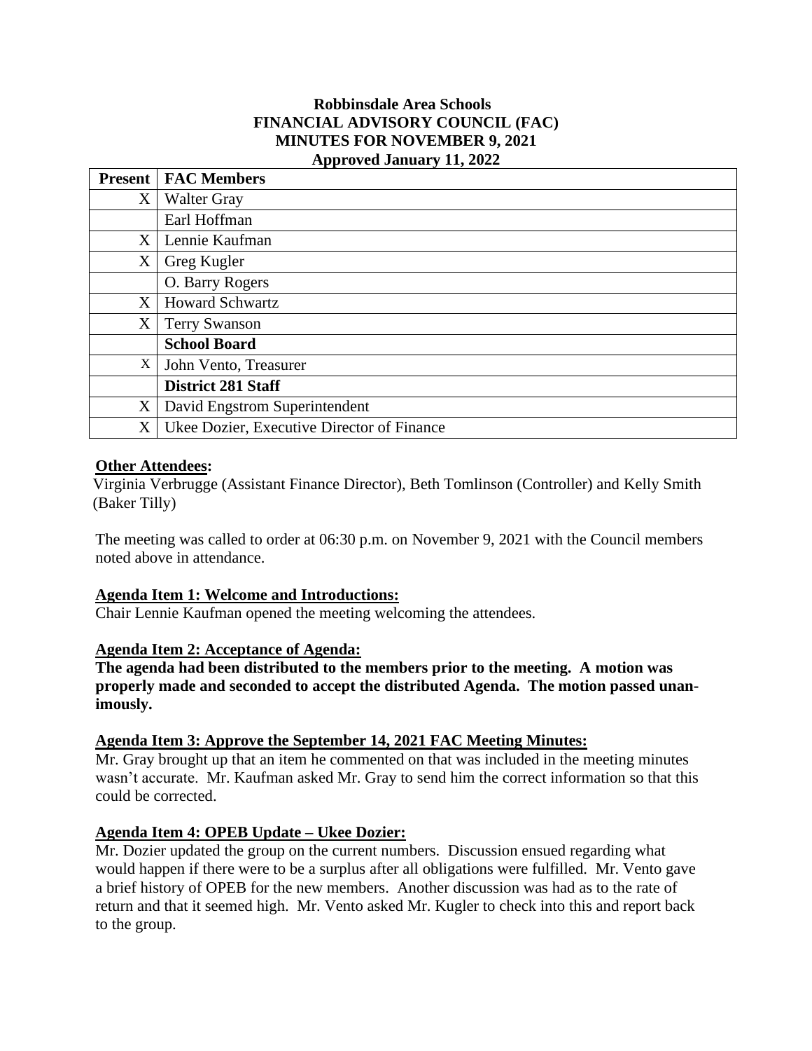# Robbinsdale Area Schools
# FINANCIAL ADVISORY COUNCIL (FAC)
# MINUTES FOR NOVEMBER 9, 2021
# Approved January 11, 2022

| Present | FAC Members |
|---|---|
| X | Walter Gray |
| | Earl Hoffman |
| X | Lennie Kaufman |
| X | Greg Kugler |
| | O. Barry Rogers |
| X | Howard Schwartz |
| X | Terry Swanson |
| | **School Board** |
| X | John Vento, Treasurer |
| | **District 281 Staff** |
| X | David Engstrom Superintendent |
| X | Ukee Dozier, Executive Director of Finance |

**Other Attendees:**

Virginia Verbrugge (Assistant Finance Director), Beth Tomlinson (Controller) and Kelly Smith (Baker Tilly)

The meeting was called to order at 06:30 p.m. on November 9, 2021 with the Council members noted above in attendance.

**Agenda Item 1: Welcome and Introductions:**

Chair Lennie Kaufman opened the meeting welcoming the attendees.

**Agenda Item 2: Acceptance of Agenda:**

**The agenda had been distributed to the members prior to the meeting. A motion was properly made and seconded to accept the distributed Agenda. The motion passed unanimously.**

**Agenda Item 3: Approve the September 14, 2021 FAC Meeting Minutes:**

Mr. Gray brought up that an item he commented on that was included in the meeting minutes wasn't accurate. Mr. Kaufman asked Mr. Gray to send him the correct information so that this could be corrected.

**Agenda Item 4: OPEB Update – Ukee Dozier:**

Mr. Dozier updated the group on the current numbers. Discussion ensued regarding what would happen if there were to be a surplus after all obligations were fulfilled. Mr. Vento gave a brief history of OPEB for the new members. Another discussion was had as to the rate of return and that it seemed high. Mr. Vento asked Mr. Kugler to check into this and report back to the group.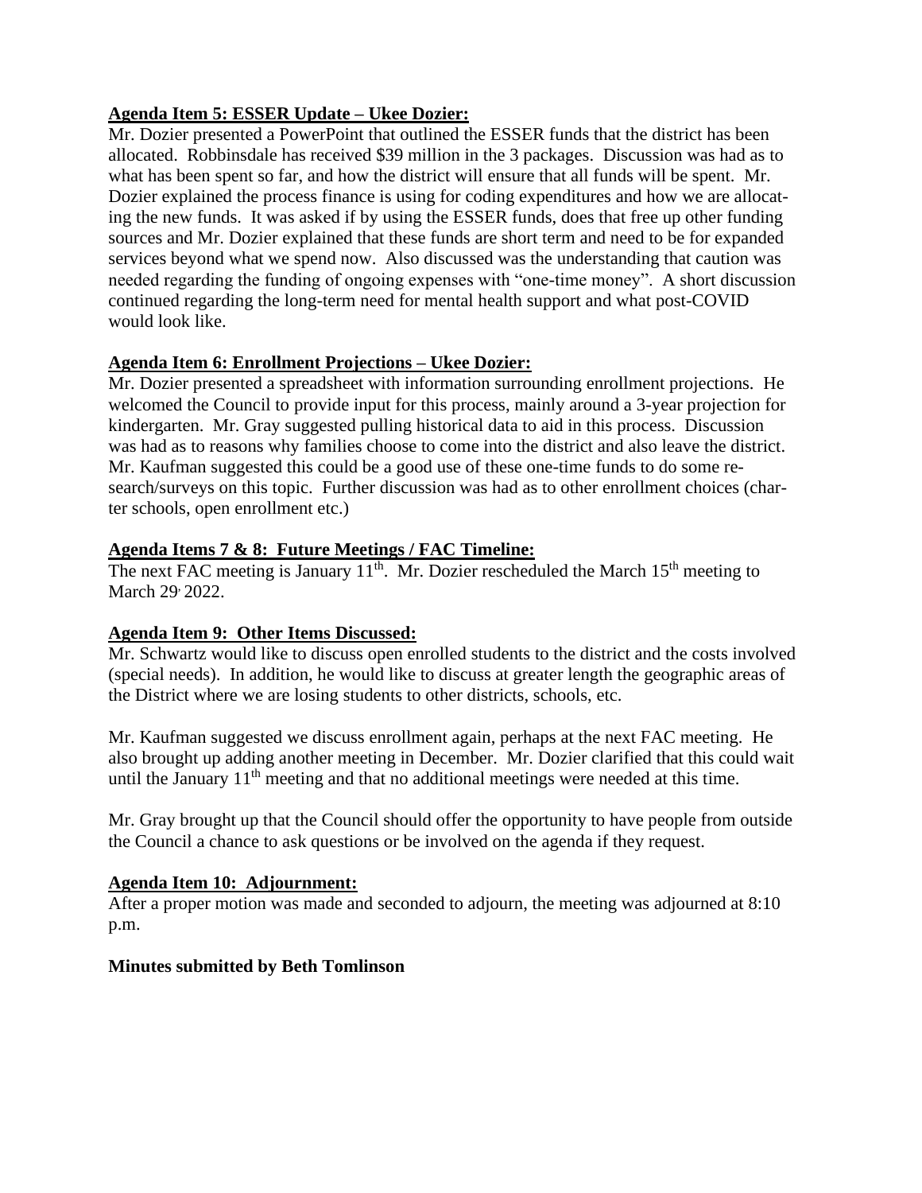**Agenda Item 5: ESSER Update – Ukee Dozier:**

Mr. Dozier presented a PowerPoint that outlined the ESSER funds that the district has been allocated. Robbinsdale has received \$39 million in the 3 packages. Discussion was had as to what has been spent so far, and how the district will ensure that all funds will be spent. Mr. Dozier explained the process finance is using for coding expenditures and how we are allocating the new funds. It was asked if by using the ESSER funds, does that free up other funding sources and Mr. Dozier explained that these funds are short term and need to be for expanded services beyond what we spend now. Also discussed was the understanding that caution was needed regarding the funding of ongoing expenses with "one-time money". A short discussion continued regarding the long-term need for mental health support and what post-COVID would look like.

**Agenda Item 6: Enrollment Projections – Ukee Dozier:**

Mr. Dozier presented a spreadsheet with information surrounding enrollment projections. He welcomed the Council to provide input for this process, mainly around a 3-year projection for kindergarten. Mr. Gray suggested pulling historical data to aid in this process. Discussion was had as to reasons why families choose to come into the district and also leave the district. Mr. Kaufman suggested this could be a good use of these one-time funds to do some research/surveys on this topic. Further discussion was had as to other enrollment choices (charter schools, open enrollment etc.)

**Agenda Items 7 & 8: Future Meetings / FAC Timeline:**

The next FAC meeting is January 11th. Mr. Dozier rescheduled the March 15th meeting to March 29, 2022.

**Agenda Item 9: Other Items Discussed:**

Mr. Schwartz would like to discuss open enrolled students to the district and the costs involved (special needs). In addition, he would like to discuss at greater length the geographic areas of the District where we are losing students to other districts, schools, etc.

Mr. Kaufman suggested we discuss enrollment again, perhaps at the next FAC meeting. He also brought up adding another meeting in December. Mr. Dozier clarified that this could wait until the January 11th meeting and that no additional meetings were needed at this time.

Mr. Gray brought up that the Council should offer the opportunity to have people from outside the Council a chance to ask questions or be involved on the agenda if they request.

**Agenda Item 10: Adjournment:**

After a proper motion was made and seconded to adjourn, the meeting was adjourned at 8:10 p.m.

**Minutes submitted by Beth Tomlinson**